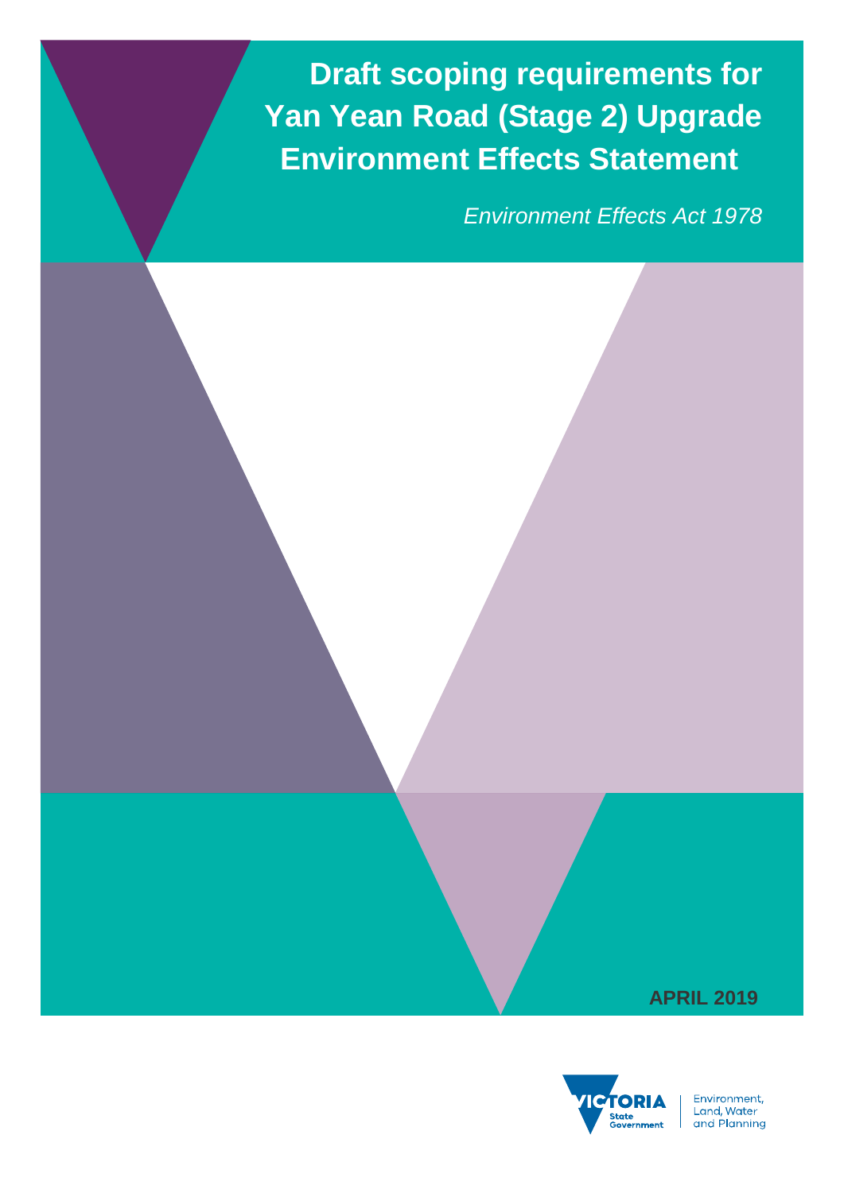# Draft scoping requirements for Yan Yean Road (Stage 2) Upgrade Environment Effects Statement

*Environment Effects Act 1978*

**APRIL 2019**

Environment, Land, Water and Planning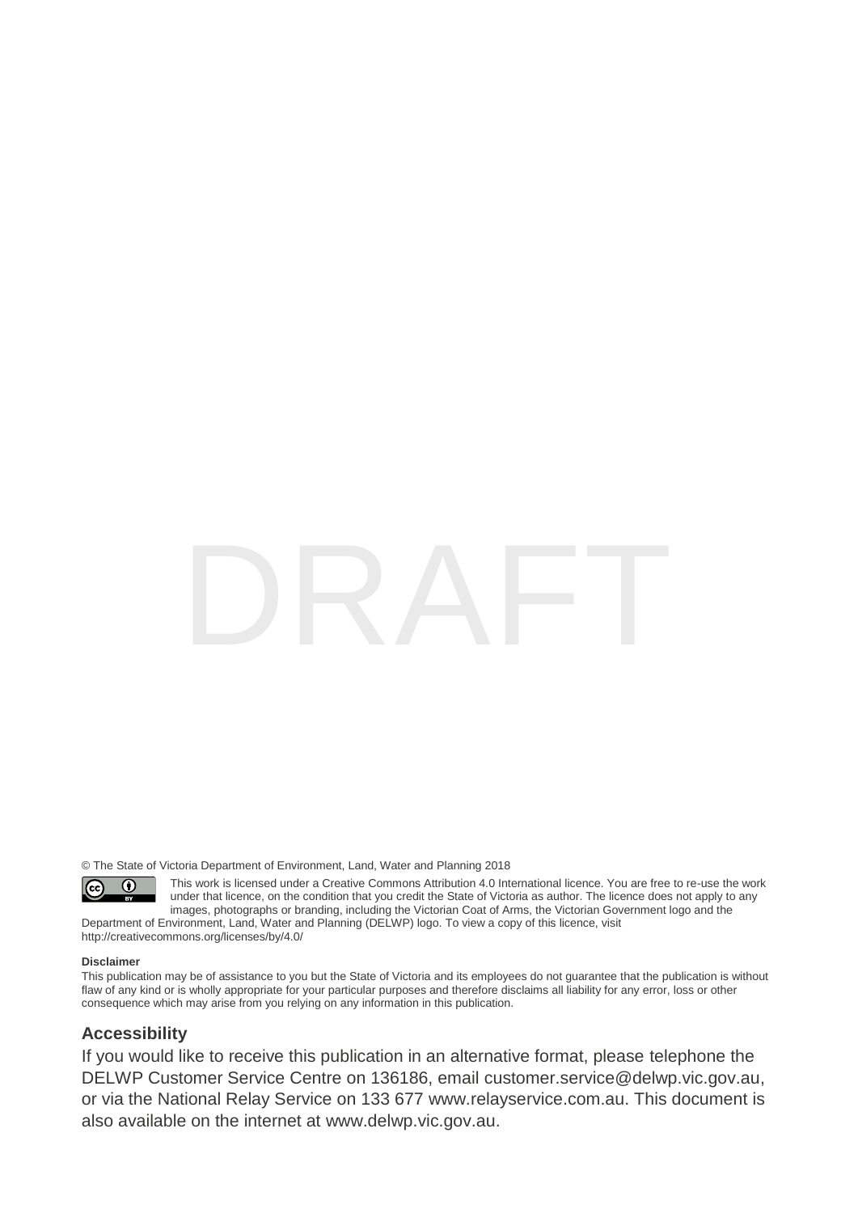DRAFT

© The State of Victoria Department of Environment, Land, Water and Planning 2018

This work is licensed under a Creative Commons Attribution 4.0 International licence. You are free to re-use the work under that licence, on the condition that you credit the State of Victoria as author. The licence does not apply to any images, photographs or branding, including the Victorian Coat of Arms, the Victorian Government logo and the Department of Environment, Land, Water and Planning (DELWP) logo. To view a copy of this licence, visit http://creativecommons.org/licenses/by/4.0/

**Disclaimer**

This publication may be of assistance to you but the State of Victoria and its employees do not guarantee that the publication is without flaw of any kind or is wholly appropriate for your particular purposes and therefore disclaims all liability for any error, loss or other consequence which may arise from you relying on any information in this publication.

## Accessibility

If you would like to receive this publication in an alternative format, please telephone the DELWP Customer Service Centre on 136186, email customer.service@delwp.vic.gov.au, or via the National Relay Service on 133 677 www.relayservice.com.au. This document is also available on the internet at www.delwp.vic.gov.au.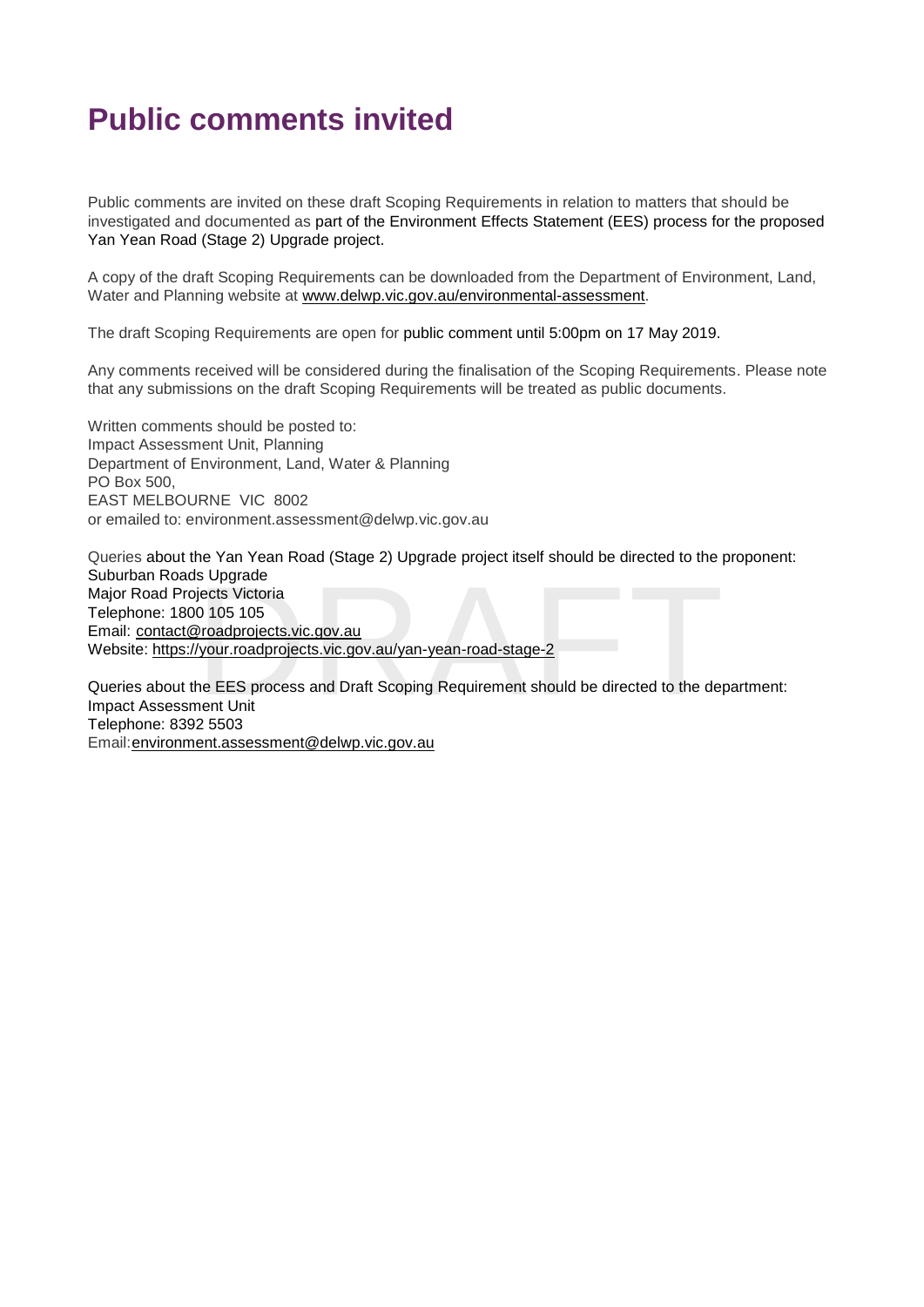# Public comments invited

Public comments are invited on these draft Scoping Requirements in relation to matters that should be investigated and documented as part of the Environment Effects Statement (EES) process for the proposed Yan Yean Road (Stage 2) Upgrade project.

A copy of the draft Scoping Requirements can be downloaded from the Department of Environment, Land, Water and Planning website at www.delwp.vic.gov.au/environmental-assessment.

The draft Scoping Requirements are open for public comment until 5:00pm on 17 May 2019.

Any comments received will be considered during the finalisation of the Scoping Requirements. Please note that any submissions on the draft Scoping Requirements will be treated as public documents.

Written comments should be posted to:
Impact Assessment Unit, Planning
Department of Environment, Land, Water & Planning
PO Box 500,
EAST MELBOURNE VIC 8002
or emailed to: environment.assessment@delwp.vic.gov.au

Queries about the Yan Yean Road (Stage 2) Upgrade project itself should be directed to the proponent:
Suburban Roads Upgrade
Major Road Projects Victoria
Telephone: 1800 105 105
Email: contact@roadprojects.vic.gov.au
Website: https://your.roadprojects.vic.gov.au/yan-yean-road-stage-2

Queries about the EES process and Draft Scoping Requirement should be directed to the department:
Impact Assessment Unit
Telephone: 8392 5503
Email: environment.assessment@delwp.vic.gov.au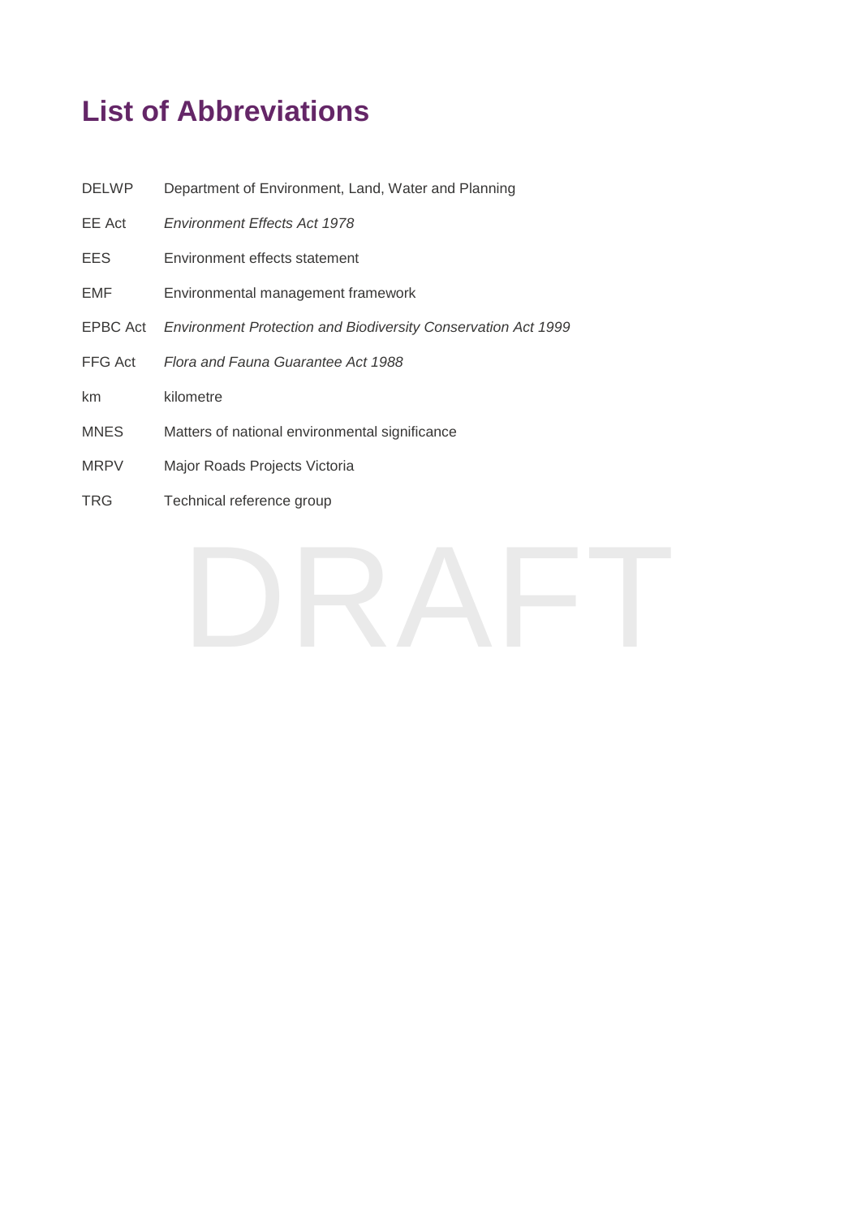# List of Abbreviations

| | |
|---|---|
| DELWP | Department of Environment, Land, Water and Planning |
| EE Act | *Environment Effects Act 1978* |
| EES | Environment effects statement |
| EMF | Environmental management framework |
| EPBC Act | *Environment Protection and Biodiversity Conservation Act 1999* |
| FFG Act | *Flora and Fauna Guarantee Act 1988* |
| km | kilometre |
| MNES | Matters of national environmental significance |
| MRPV | Major Roads Projects Victoria |
| TRG | Technical reference group |

DRAFT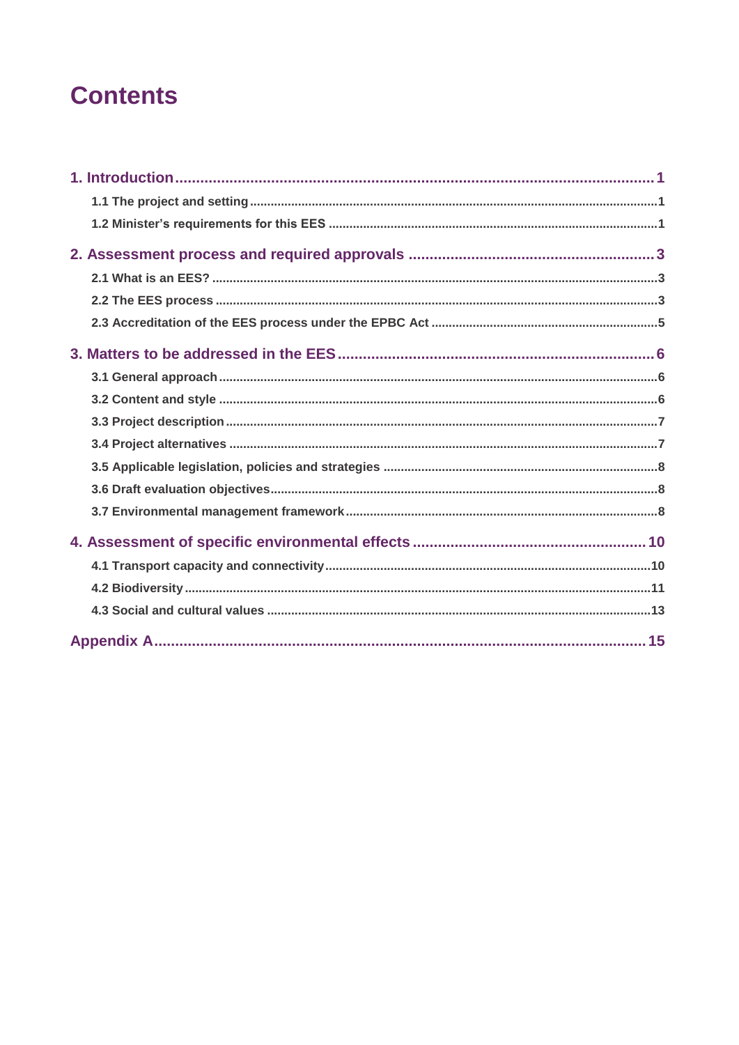# Contents

1. Introduction ..... 1
   - 1.1 The project and setting ..... 1
   - 1.2 Minister's requirements for this EES ..... 1
2. Assessment process and required approvals ..... 3
   - 2.1 What is an EES? ..... 3
   - 2.2 The EES process ..... 3
   - 2.3 Accreditation of the EES process under the EPBC Act ..... 5
3. Matters to be addressed in the EES ..... 6
   - 3.1 General approach ..... 6
   - 3.2 Content and style ..... 6
   - 3.3 Project description ..... 7
   - 3.4 Project alternatives ..... 7
   - 3.5 Applicable legislation, policies and strategies ..... 8
   - 3.6 Draft evaluation objectives ..... 8
   - 3.7 Environmental management framework ..... 8
4. Assessment of specific environmental effects ..... 10
   - 4.1 Transport capacity and connectivity ..... 10
   - 4.2 Biodiversity ..... 11
   - 4.3 Social and cultural values ..... 13

Appendix A ..... 15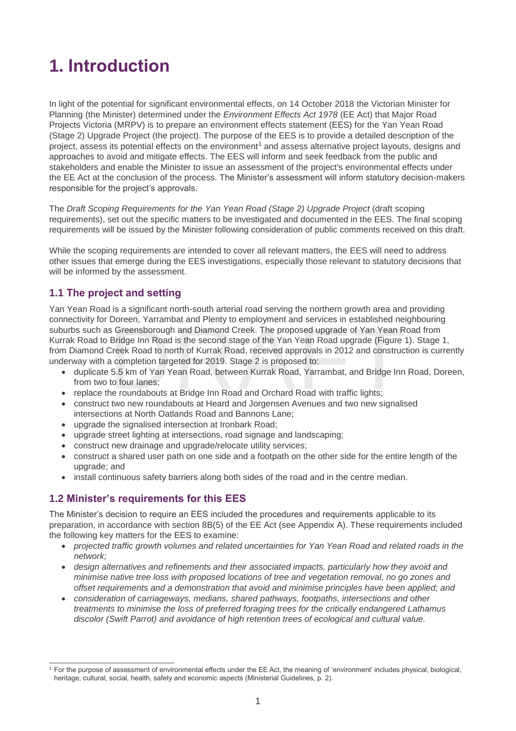# 1. Introduction

In light of the potential for significant environmental effects, on 14 October 2018 the Victorian Minister for Planning (the Minister) determined under the *Environment Effects Act 1978* (EE Act) that Major Road Projects Victoria (MRPV) is to prepare an environment effects statement (EES) for the Yan Yean Road (Stage 2) Upgrade Project (the project). The purpose of the EES is to provide a detailed description of the project, assess its potential effects on the environment[1] and assess alternative project layouts, designs and approaches to avoid and mitigate effects. The EES will inform and seek feedback from the public and stakeholders and enable the Minister to issue an assessment of the project's environmental effects under the EE Act at the conclusion of the process. The Minister's assessment will inform statutory decision-makers responsible for the project's approvals.

The *Draft Scoping Requirements for the Yan Yean Road (Stage 2) Upgrade Project* (draft scoping requirements), set out the specific matters to be investigated and documented in the EES. The final scoping requirements will be issued by the Minister following consideration of public comments received on this draft.

While the scoping requirements are intended to cover all relevant matters, the EES will need to address other issues that emerge during the EES investigations, especially those relevant to statutory decisions that will be informed by the assessment.

## 1.1 The project and setting

Yan Yean Road is a significant north-south arterial road serving the northern growth area and providing connectivity for Doreen, Yarrambat and Plenty to employment and services in established neighbouring suburbs such as Greensborough and Diamond Creek. The proposed upgrade of Yan Yean Road from Kurrak Road to Bridge Inn Road is the second stage of the Yan Yean Road upgrade (Figure 1). Stage 1, from Diamond Creek Road to north of Kurrak Road, received approvals in 2012 and construction is currently underway with a completion targeted for 2019. Stage 2 is proposed to:

- duplicate 5.5 km of Yan Yean Road, between Kurrak Road, Yarrambat, and Bridge Inn Road, Doreen, from two to four lanes;
- replace the roundabouts at Bridge Inn Road and Orchard Road with traffic lights;
- construct two new roundabouts at Heard and Jorgensen Avenues and two new signalised intersections at North Oatlands Road and Bannons Lane;
- upgrade the signalised intersection at Ironbark Road;
- upgrade street lighting at intersections, road signage and landscaping;
- construct new drainage and upgrade/relocate utility services;
- construct a shared user path on one side and a footpath on the other side for the entire length of the upgrade; and
- install continuous safety barriers along both sides of the road and in the centre median.

## 1.2 Minister's requirements for this EES

The Minister's decision to require an EES included the procedures and requirements applicable to its preparation, in accordance with section 8B(5) of the EE Act (see Appendix A). These requirements included the following key matters for the EES to examine:

- *projected traffic growth volumes and related uncertainties for Yan Yean Road and related roads in the network;*
- *design alternatives and refinements and their associated impacts, particularly how they avoid and minimise native tree loss with proposed locations of tree and vegetation removal, no go zones and offset requirements and a demonstration that avoid and minimise principles have been applied; and*
- *consideration of carriageways, medians, shared pathways, footpaths, intersections and other treatments to minimise the loss of preferred foraging trees for the critically endangered Lathamus discolor (Swift Parrot) and avoidance of high retention trees of ecological and cultural value.*

[1] For the purpose of assessment of environmental effects under the EE Act, the meaning of 'environment' includes physical, biological, heritage, cultural, social, health, safety and economic aspects (Ministerial Guidelines, p. 2).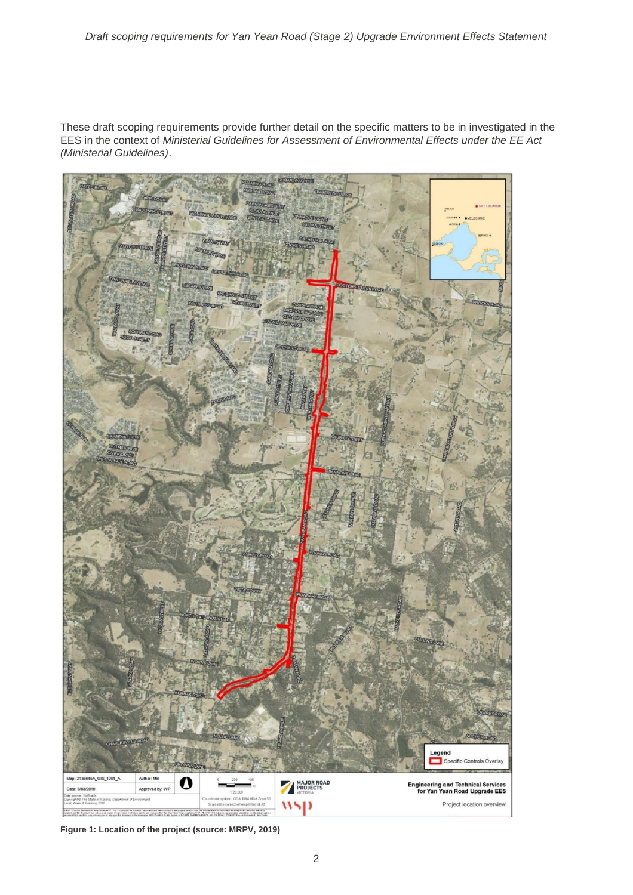These draft scoping requirements provide further detail on the specific matters to be in investigated in the EES in the context of *Ministerial Guidelines for Assessment of Environmental Effects under the EE Act (Ministerial Guidelines)*.

**Figure 1: Location of the project (source: MRPV, 2019)**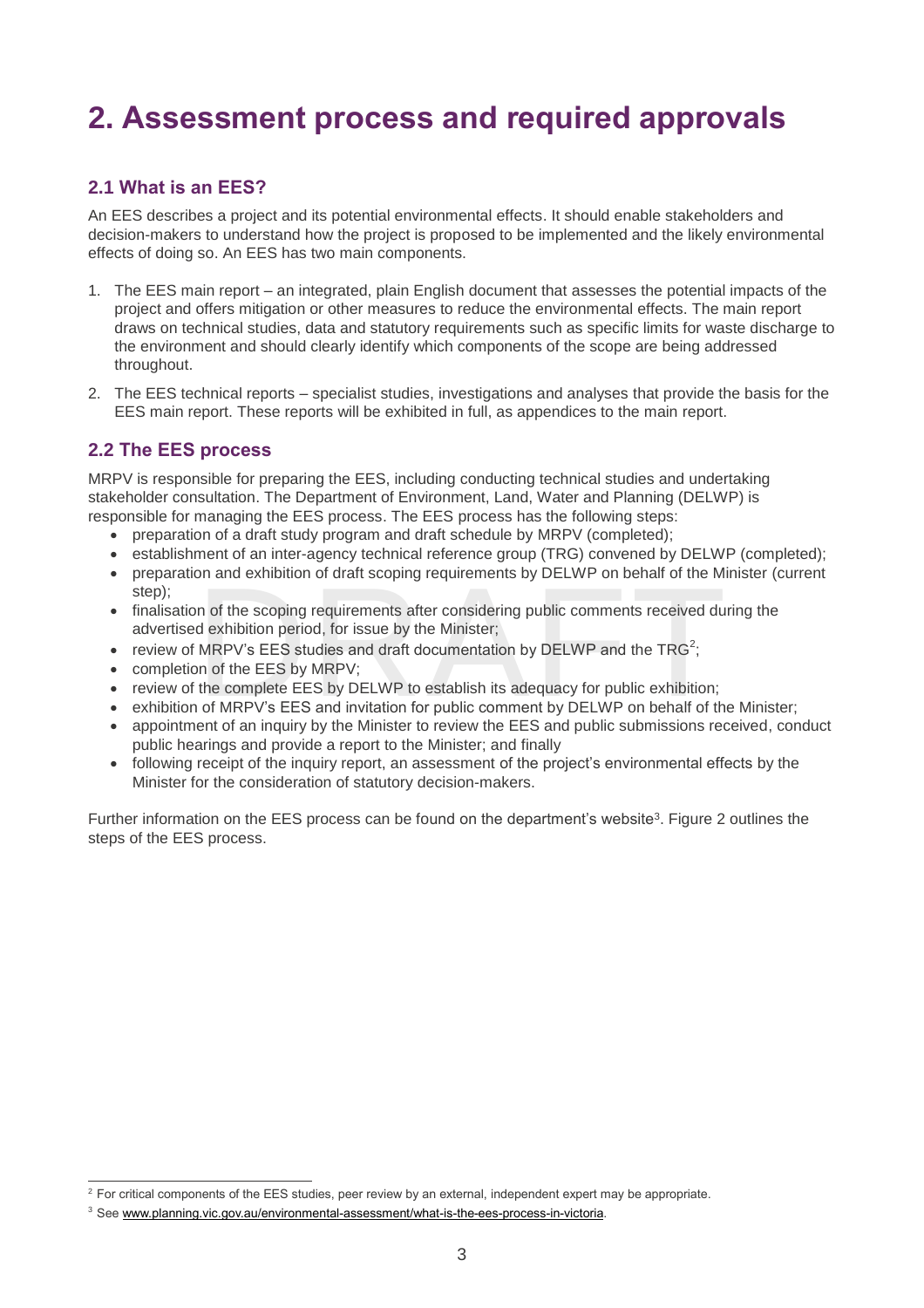# 2. Assessment process and required approvals

## 2.1 What is an EES?

An EES describes a project and its potential environmental effects. It should enable stakeholders and decision-makers to understand how the project is proposed to be implemented and the likely environmental effects of doing so. An EES has two main components.

1. The EES main report – an integrated, plain English document that assesses the potential impacts of the project and offers mitigation or other measures to reduce the environmental effects. The main report draws on technical studies, data and statutory requirements such as specific limits for waste discharge to the environment and should clearly identify which components of the scope are being addressed throughout.
2. The EES technical reports – specialist studies, investigations and analyses that provide the basis for the EES main report. These reports will be exhibited in full, as appendices to the main report.

## 2.2 The EES process

MRPV is responsible for preparing the EES, including conducting technical studies and undertaking stakeholder consultation. The Department of Environment, Land, Water and Planning (DELWP) is responsible for managing the EES process. The EES process has the following steps:

- preparation of a draft study program and draft schedule by MRPV (completed);
- establishment of an inter-agency technical reference group (TRG) convened by DELWP (completed);
- preparation and exhibition of draft scoping requirements by DELWP on behalf of the Minister (current step);
- finalisation of the scoping requirements after considering public comments received during the advertised exhibition period, for issue by the Minister;
- review of MRPV's EES studies and draft documentation by DELWP and the TRG[2];
- completion of the EES by MRPV;
- review of the complete EES by DELWP to establish its adequacy for public exhibition;
- exhibition of MRPV's EES and invitation for public comment by DELWP on behalf of the Minister;
- appointment of an inquiry by the Minister to review the EES and public submissions received, conduct public hearings and provide a report to the Minister; and finally
- following receipt of the inquiry report, an assessment of the project's environmental effects by the Minister for the consideration of statutory decision-makers.

Further information on the EES process can be found on the department's website[3]. Figure 2 outlines the steps of the EES process.

---

[2] For critical components of the EES studies, peer review by an external, independent expert may be appropriate.

[3] See www.planning.vic.gov.au/environmental-assessment/what-is-the-ees-process-in-victoria.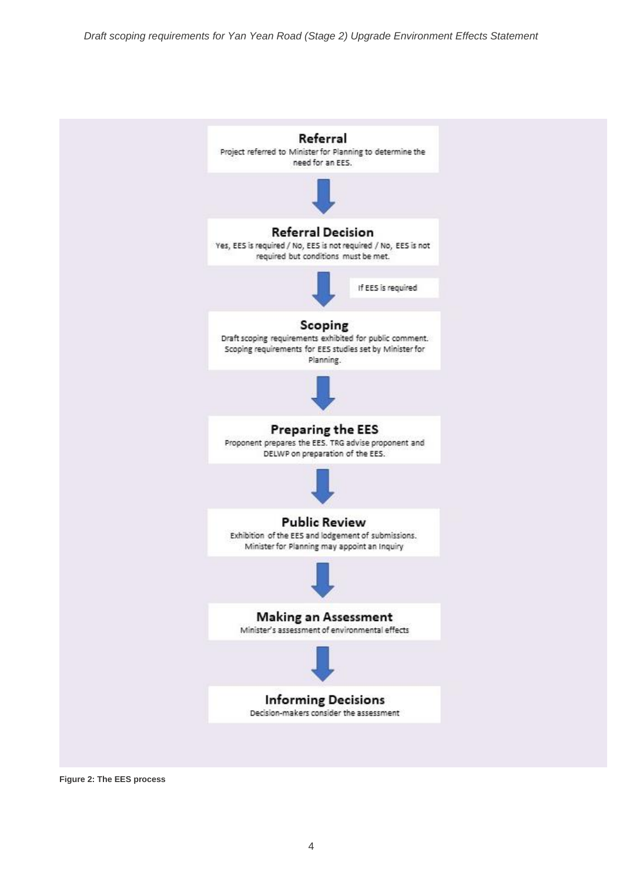**Referral**

Project referred to Minister for Planning to determine the need for an EES.

↓

**Referral Decision**

Yes, EES is required / No, EES is not required / No, EES is not required but conditions must be met.

↓ If EES is required

**Scoping**

Draft scoping requirements exhibited for public comment. Scoping requirements for EES studies set by Minister for Planning.

↓

**Preparing the EES**

Proponent prepares the EES. TRG advise proponent and DELWP on preparation of the EES.

↓

**Public Review**

Exhibition of the EES and lodgement of submissions. Minister for Planning may appoint an Inquiry

↓

**Making an Assessment**

Minister's assessment of environmental effects

↓

**Informing Decisions**

Decision-makers consider the assessment

**Figure 2: The EES process**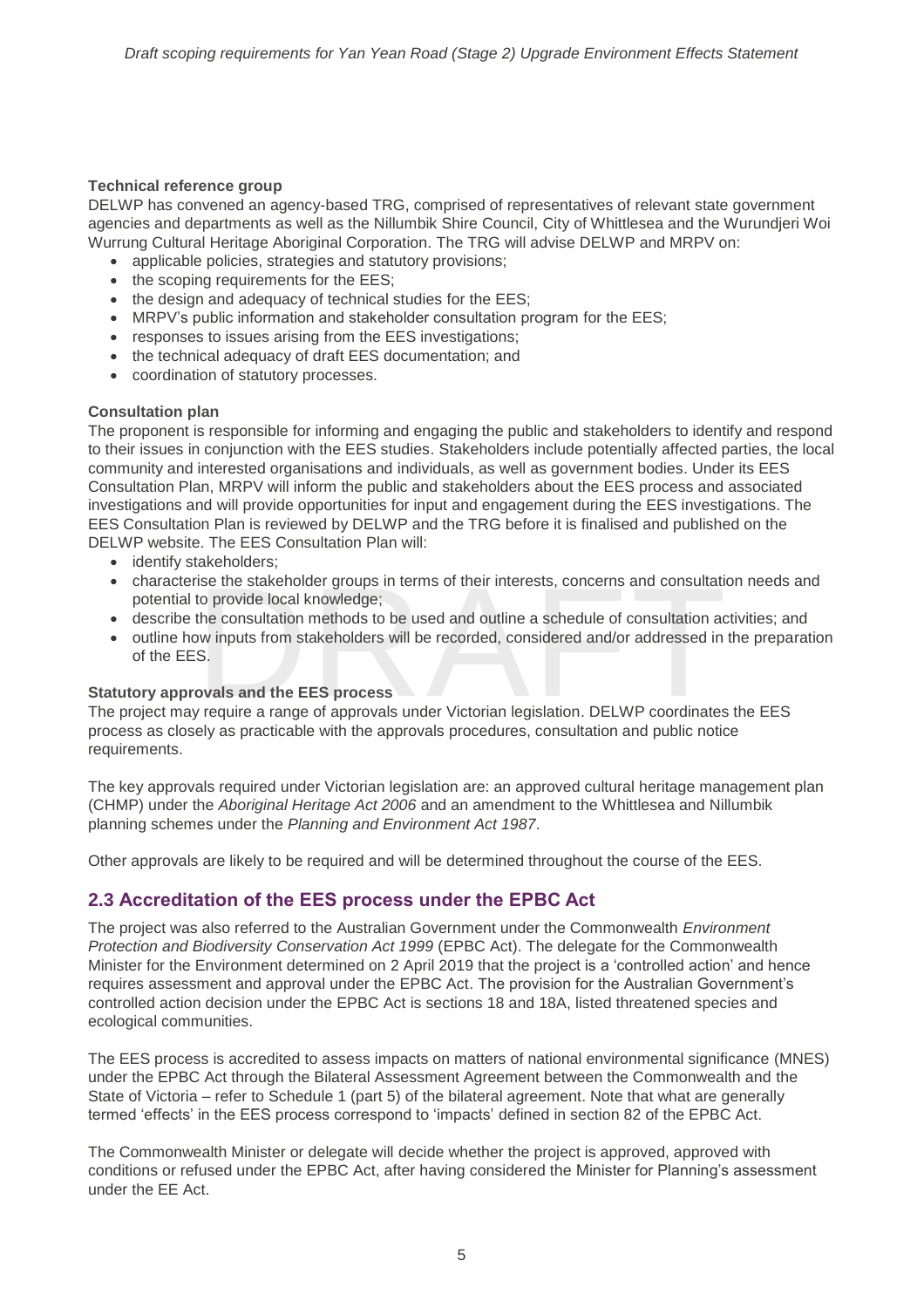**Technical reference group**

DELWP has convened an agency-based TRG, comprised of representatives of relevant state government agencies and departments as well as the Nillumbik Shire Council, City of Whittlesea and the Wurundjeri Woi Wurrung Cultural Heritage Aboriginal Corporation. The TRG will advise DELWP and MRPV on:

- applicable policies, strategies and statutory provisions;
- the scoping requirements for the EES;
- the design and adequacy of technical studies for the EES;
- MRPV's public information and stakeholder consultation program for the EES;
- responses to issues arising from the EES investigations;
- the technical adequacy of draft EES documentation; and
- coordination of statutory processes.

**Consultation plan**

The proponent is responsible for informing and engaging the public and stakeholders to identify and respond to their issues in conjunction with the EES studies. Stakeholders include potentially affected parties, the local community and interested organisations and individuals, as well as government bodies. Under its EES Consultation Plan, MRPV will inform the public and stakeholders about the EES process and associated investigations and will provide opportunities for input and engagement during the EES investigations. The EES Consultation Plan is reviewed by DELWP and the TRG before it is finalised and published on the DELWP website. The EES Consultation Plan will:

- identify stakeholders;
- characterise the stakeholder groups in terms of their interests, concerns and consultation needs and potential to provide local knowledge;
- describe the consultation methods to be used and outline a schedule of consultation activities; and
- outline how inputs from stakeholders will be recorded, considered and/or addressed in the preparation of the EES.

**Statutory approvals and the EES process**

The project may require a range of approvals under Victorian legislation. DELWP coordinates the EES process as closely as practicable with the approvals procedures, consultation and public notice requirements.

The key approvals required under Victorian legislation are: an approved cultural heritage management plan (CHMP) under the *Aboriginal Heritage Act 2006* and an amendment to the Whittlesea and Nillumbik planning schemes under the *Planning and Environment Act 1987*.

Other approvals are likely to be required and will be determined throughout the course of the EES.

## 2.3 Accreditation of the EES process under the EPBC Act

The project was also referred to the Australian Government under the Commonwealth *Environment Protection and Biodiversity Conservation Act 1999* (EPBC Act). The delegate for the Commonwealth Minister for the Environment determined on 2 April 2019 that the project is a 'controlled action' and hence requires assessment and approval under the EPBC Act. The provision for the Australian Government's controlled action decision under the EPBC Act is sections 18 and 18A, listed threatened species and ecological communities.

The EES process is accredited to assess impacts on matters of national environmental significance (MNES) under the EPBC Act through the Bilateral Assessment Agreement between the Commonwealth and the State of Victoria – refer to Schedule 1 (part 5) of the bilateral agreement. Note that what are generally termed 'effects' in the EES process correspond to 'impacts' defined in section 82 of the EPBC Act.

The Commonwealth Minister or delegate will decide whether the project is approved, approved with conditions or refused under the EPBC Act, after having considered the Minister for Planning's assessment under the EE Act.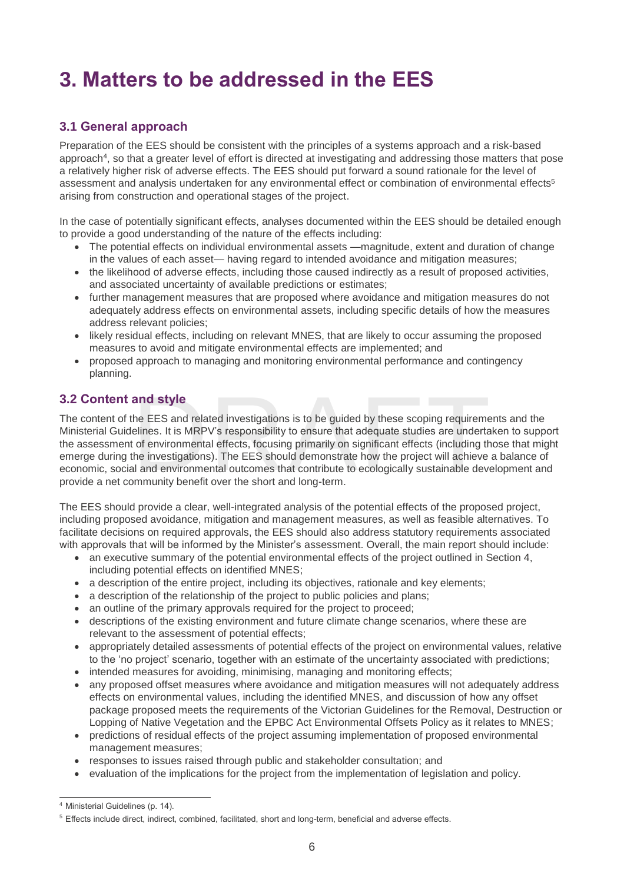# 3. Matters to be addressed in the EES

## 3.1 General approach

Preparation of the EES should be consistent with the principles of a systems approach and a risk-based approach[4], so that a greater level of effort is directed at investigating and addressing those matters that pose a relatively higher risk of adverse effects. The EES should put forward a sound rationale for the level of assessment and analysis undertaken for any environmental effect or combination of environmental effects[5] arising from construction and operational stages of the project.

In the case of potentially significant effects, analyses documented within the EES should be detailed enough to provide a good understanding of the nature of the effects including:

- The potential effects on individual environmental assets —magnitude, extent and duration of change in the values of each asset— having regard to intended avoidance and mitigation measures;
- the likelihood of adverse effects, including those caused indirectly as a result of proposed activities, and associated uncertainty of available predictions or estimates;
- further management measures that are proposed where avoidance and mitigation measures do not adequately address effects on environmental assets, including specific details of how the measures address relevant policies;
- likely residual effects, including on relevant MNES, that are likely to occur assuming the proposed measures to avoid and mitigate environmental effects are implemented; and
- proposed approach to managing and monitoring environmental performance and contingency planning.

## 3.2 Content and style

The content of the EES and related investigations is to be guided by these scoping requirements and the Ministerial Guidelines. It is MRPV's responsibility to ensure that adequate studies are undertaken to support the assessment of environmental effects, focusing primarily on significant effects (including those that might emerge during the investigations). The EES should demonstrate how the project will achieve a balance of economic, social and environmental outcomes that contribute to ecologically sustainable development and provide a net community benefit over the short and long-term.

The EES should provide a clear, well-integrated analysis of the potential effects of the proposed project, including proposed avoidance, mitigation and management measures, as well as feasible alternatives. To facilitate decisions on required approvals, the EES should also address statutory requirements associated with approvals that will be informed by the Minister's assessment. Overall, the main report should include:

- an executive summary of the potential environmental effects of the project outlined in Section 4, including potential effects on identified MNES;
- a description of the entire project, including its objectives, rationale and key elements;
- a description of the relationship of the project to public policies and plans;
- an outline of the primary approvals required for the project to proceed;
- descriptions of the existing environment and future climate change scenarios, where these are relevant to the assessment of potential effects;
- appropriately detailed assessments of potential effects of the project on environmental values, relative to the 'no project' scenario, together with an estimate of the uncertainty associated with predictions;
- intended measures for avoiding, minimising, managing and monitoring effects;
- any proposed offset measures where avoidance and mitigation measures will not adequately address effects on environmental values, including the identified MNES, and discussion of how any offset package proposed meets the requirements of the Victorian Guidelines for the Removal, Destruction or Lopping of Native Vegetation and the EPBC Act Environmental Offsets Policy as it relates to MNES;
- predictions of residual effects of the project assuming implementation of proposed environmental management measures;
- responses to issues raised through public and stakeholder consultation; and
- evaluation of the implications for the project from the implementation of legislation and policy.

[4] Ministerial Guidelines (p. 14).

[5] Effects include direct, indirect, combined, facilitated, short and long-term, beneficial and adverse effects.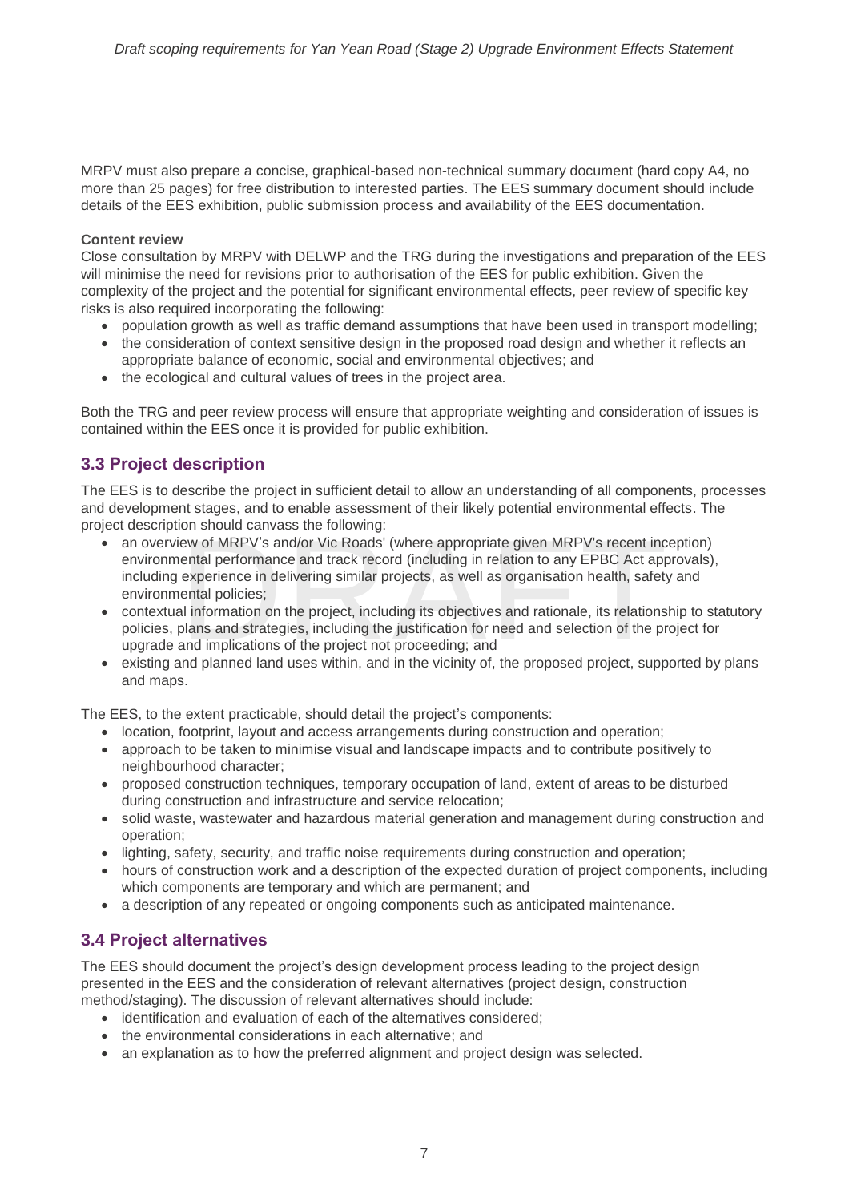MRPV must also prepare a concise, graphical-based non-technical summary document (hard copy A4, no more than 25 pages) for free distribution to interested parties. The EES summary document should include details of the EES exhibition, public submission process and availability of the EES documentation.

**Content review**

Close consultation by MRPV with DELWP and the TRG during the investigations and preparation of the EES will minimise the need for revisions prior to authorisation of the EES for public exhibition. Given the complexity of the project and the potential for significant environmental effects, peer review of specific key risks is also required incorporating the following:

- population growth as well as traffic demand assumptions that have been used in transport modelling;
- the consideration of context sensitive design in the proposed road design and whether it reflects an appropriate balance of economic, social and environmental objectives; and
- the ecological and cultural values of trees in the project area.

Both the TRG and peer review process will ensure that appropriate weighting and consideration of issues is contained within the EES once it is provided for public exhibition.

## 3.3 Project description

The EES is to describe the project in sufficient detail to allow an understanding of all components, processes and development stages, and to enable assessment of their likely potential environmental effects. The project description should canvass the following:

- an overview of MRPV's and/or Vic Roads' (where appropriate given MRPV's recent inception) environmental performance and track record (including in relation to any EPBC Act approvals), including experience in delivering similar projects, as well as organisation health, safety and environmental policies;
- contextual information on the project, including its objectives and rationale, its relationship to statutory policies, plans and strategies, including the justification for need and selection of the project for upgrade and implications of the project not proceeding; and
- existing and planned land uses within, and in the vicinity of, the proposed project, supported by plans and maps.

The EES, to the extent practicable, should detail the project's components:

- location, footprint, layout and access arrangements during construction and operation;
- approach to be taken to minimise visual and landscape impacts and to contribute positively to neighbourhood character;
- proposed construction techniques, temporary occupation of land, extent of areas to be disturbed during construction and infrastructure and service relocation;
- solid waste, wastewater and hazardous material generation and management during construction and operation;
- lighting, safety, security, and traffic noise requirements during construction and operation;
- hours of construction work and a description of the expected duration of project components, including which components are temporary and which are permanent; and
- a description of any repeated or ongoing components such as anticipated maintenance.

## 3.4 Project alternatives

The EES should document the project's design development process leading to the project design presented in the EES and the consideration of relevant alternatives (project design, construction method/staging). The discussion of relevant alternatives should include:

- identification and evaluation of each of the alternatives considered;
- the environmental considerations in each alternative; and
- an explanation as to how the preferred alignment and project design was selected.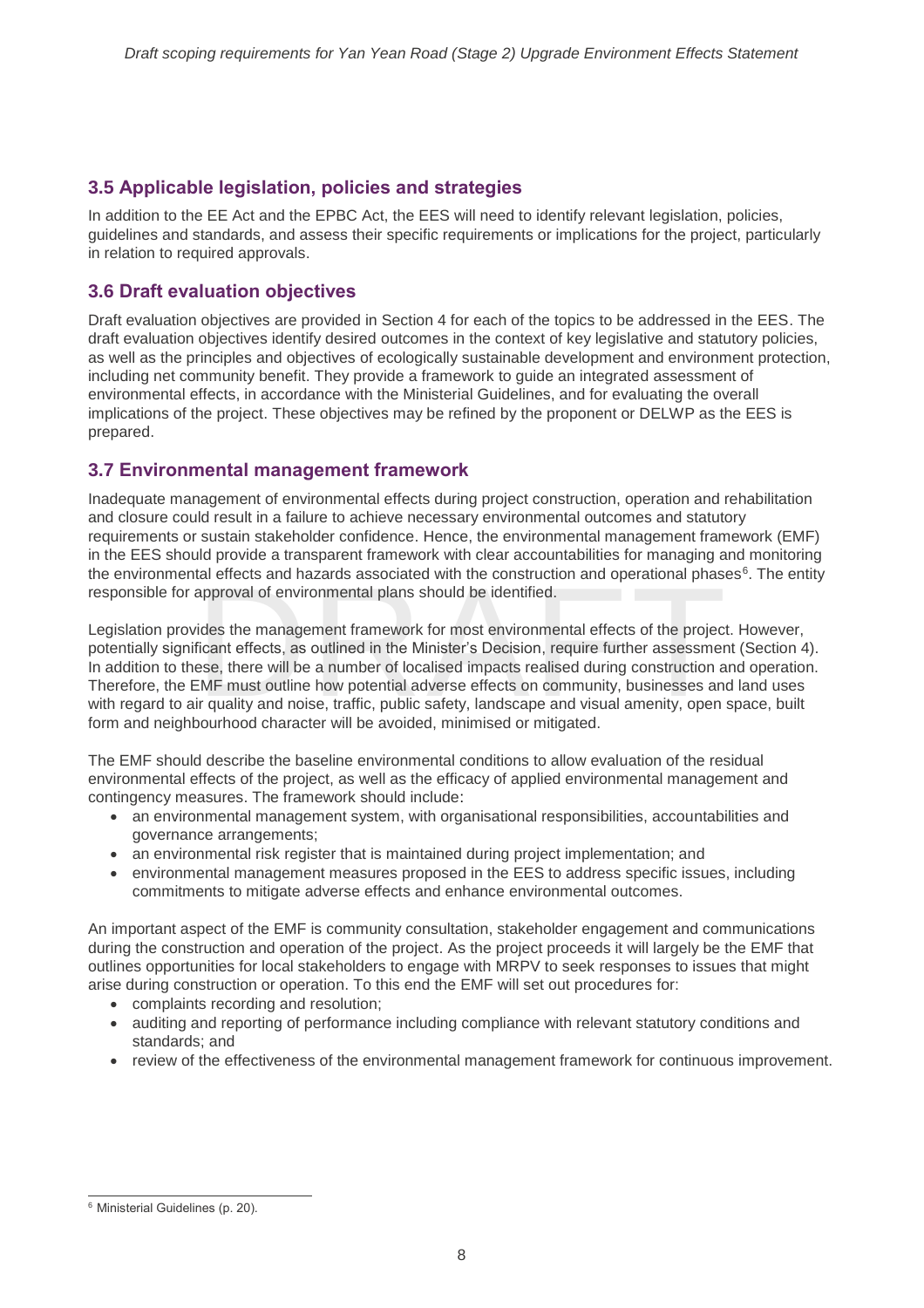## 3.5 Applicable legislation, policies and strategies

In addition to the EE Act and the EPBC Act, the EES will need to identify relevant legislation, policies, guidelines and standards, and assess their specific requirements or implications for the project, particularly in relation to required approvals.

## 3.6 Draft evaluation objectives

Draft evaluation objectives are provided in Section 4 for each of the topics to be addressed in the EES. The draft evaluation objectives identify desired outcomes in the context of key legislative and statutory policies, as well as the principles and objectives of ecologically sustainable development and environment protection, including net community benefit. They provide a framework to guide an integrated assessment of environmental effects, in accordance with the Ministerial Guidelines, and for evaluating the overall implications of the project. These objectives may be refined by the proponent or DELWP as the EES is prepared.

## 3.7 Environmental management framework

Inadequate management of environmental effects during project construction, operation and rehabilitation and closure could result in a failure to achieve necessary environmental outcomes and statutory requirements or sustain stakeholder confidence. Hence, the environmental management framework (EMF) in the EES should provide a transparent framework with clear accountabilities for managing and monitoring the environmental effects and hazards associated with the construction and operational phases[6]. The entity responsible for approval of environmental plans should be identified.

Legislation provides the management framework for most environmental effects of the project. However, potentially significant effects, as outlined in the Minister's Decision, require further assessment (Section 4). In addition to these, there will be a number of localised impacts realised during construction and operation. Therefore, the EMF must outline how potential adverse effects on community, businesses and land uses with regard to air quality and noise, traffic, public safety, landscape and visual amenity, open space, built form and neighbourhood character will be avoided, minimised or mitigated.

The EMF should describe the baseline environmental conditions to allow evaluation of the residual environmental effects of the project, as well as the efficacy of applied environmental management and contingency measures. The framework should include:

- an environmental management system, with organisational responsibilities, accountabilities and governance arrangements;
- an environmental risk register that is maintained during project implementation; and
- environmental management measures proposed in the EES to address specific issues, including commitments to mitigate adverse effects and enhance environmental outcomes.

An important aspect of the EMF is community consultation, stakeholder engagement and communications during the construction and operation of the project. As the project proceeds it will largely be the EMF that outlines opportunities for local stakeholders to engage with MRPV to seek responses to issues that might arise during construction or operation. To this end the EMF will set out procedures for:

- complaints recording and resolution;
- auditing and reporting of performance including compliance with relevant statutory conditions and standards; and
- review of the effectiveness of the environmental management framework for continuous improvement.

[6] Ministerial Guidelines (p. 20).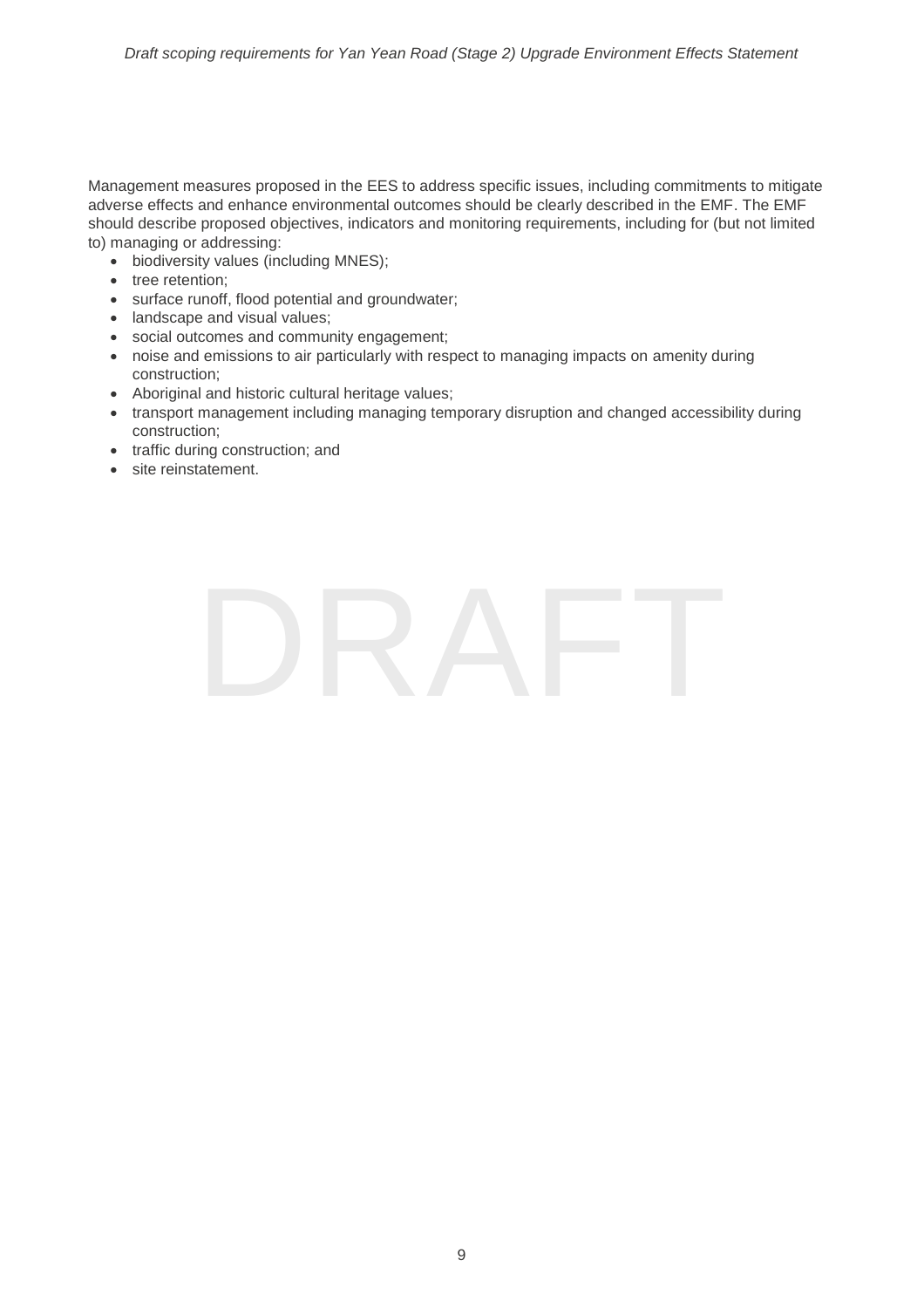Management measures proposed in the EES to address specific issues, including commitments to mitigate adverse effects and enhance environmental outcomes should be clearly described in the EMF. The EMF should describe proposed objectives, indicators and monitoring requirements, including for (but not limited to) managing or addressing:

- biodiversity values (including MNES);
- tree retention;
- surface runoff, flood potential and groundwater;
- landscape and visual values;
- social outcomes and community engagement;
- noise and emissions to air particularly with respect to managing impacts on amenity during construction;
- Aboriginal and historic cultural heritage values;
- transport management including managing temporary disruption and changed accessibility during construction;
- traffic during construction; and
- site reinstatement.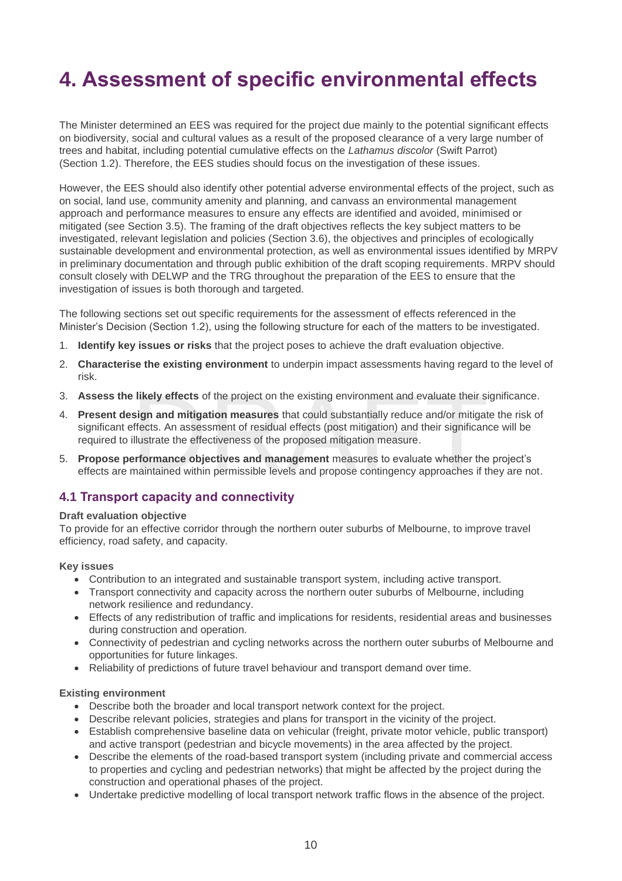# 4. Assessment of specific environmental effects

The Minister determined an EES was required for the project due mainly to the potential significant effects on biodiversity, social and cultural values as a result of the proposed clearance of a very large number of trees and habitat, including potential cumulative effects on the *Lathamus discolor* (Swift Parrot) (Section 1.2). Therefore, the EES studies should focus on the investigation of these issues.

However, the EES should also identify other potential adverse environmental effects of the project, such as on social, land use, community amenity and planning, and canvass an environmental management approach and performance measures to ensure any effects are identified and avoided, minimised or mitigated (see Section 3.5). The framing of the draft objectives reflects the key subject matters to be investigated, relevant legislation and policies (Section 3.6), the objectives and principles of ecologically sustainable development and environmental protection, as well as environmental issues identified by MRPV in preliminary documentation and through public exhibition of the draft scoping requirements. MRPV should consult closely with DELWP and the TRG throughout the preparation of the EES to ensure that the investigation of issues is both thorough and targeted.

The following sections set out specific requirements for the assessment of effects referenced in the Minister's Decision (Section 1.2), using the following structure for each of the matters to be investigated.

1. **Identify key issues or risks** that the project poses to achieve the draft evaluation objective.
2. **Characterise the existing environment** to underpin impact assessments having regard to the level of risk.
3. **Assess the likely effects** of the project on the existing environment and evaluate their significance.
4. **Present design and mitigation measures** that could substantially reduce and/or mitigate the risk of significant effects. An assessment of residual effects (post mitigation) and their significance will be required to illustrate the effectiveness of the proposed mitigation measure.
5. **Propose performance objectives and management** measures to evaluate whether the project's effects are maintained within permissible levels and propose contingency approaches if they are not.

## 4.1 Transport capacity and connectivity

**Draft evaluation objective**

To provide for an effective corridor through the northern outer suburbs of Melbourne, to improve travel efficiency, road safety, and capacity.

**Key issues**

- Contribution to an integrated and sustainable transport system, including active transport.
- Transport connectivity and capacity across the northern outer suburbs of Melbourne, including network resilience and redundancy.
- Effects of any redistribution of traffic and implications for residents, residential areas and businesses during construction and operation.
- Connectivity of pedestrian and cycling networks across the northern outer suburbs of Melbourne and opportunities for future linkages.
- Reliability of predictions of future travel behaviour and transport demand over time.

**Existing environment**

- Describe both the broader and local transport network context for the project.
- Describe relevant policies, strategies and plans for transport in the vicinity of the project.
- Establish comprehensive baseline data on vehicular (freight, private motor vehicle, public transport) and active transport (pedestrian and bicycle movements) in the area affected by the project.
- Describe the elements of the road-based transport system (including private and commercial access to properties and cycling and pedestrian networks) that might be affected by the project during the construction and operational phases of the project.
- Undertake predictive modelling of local transport network traffic flows in the absence of the project.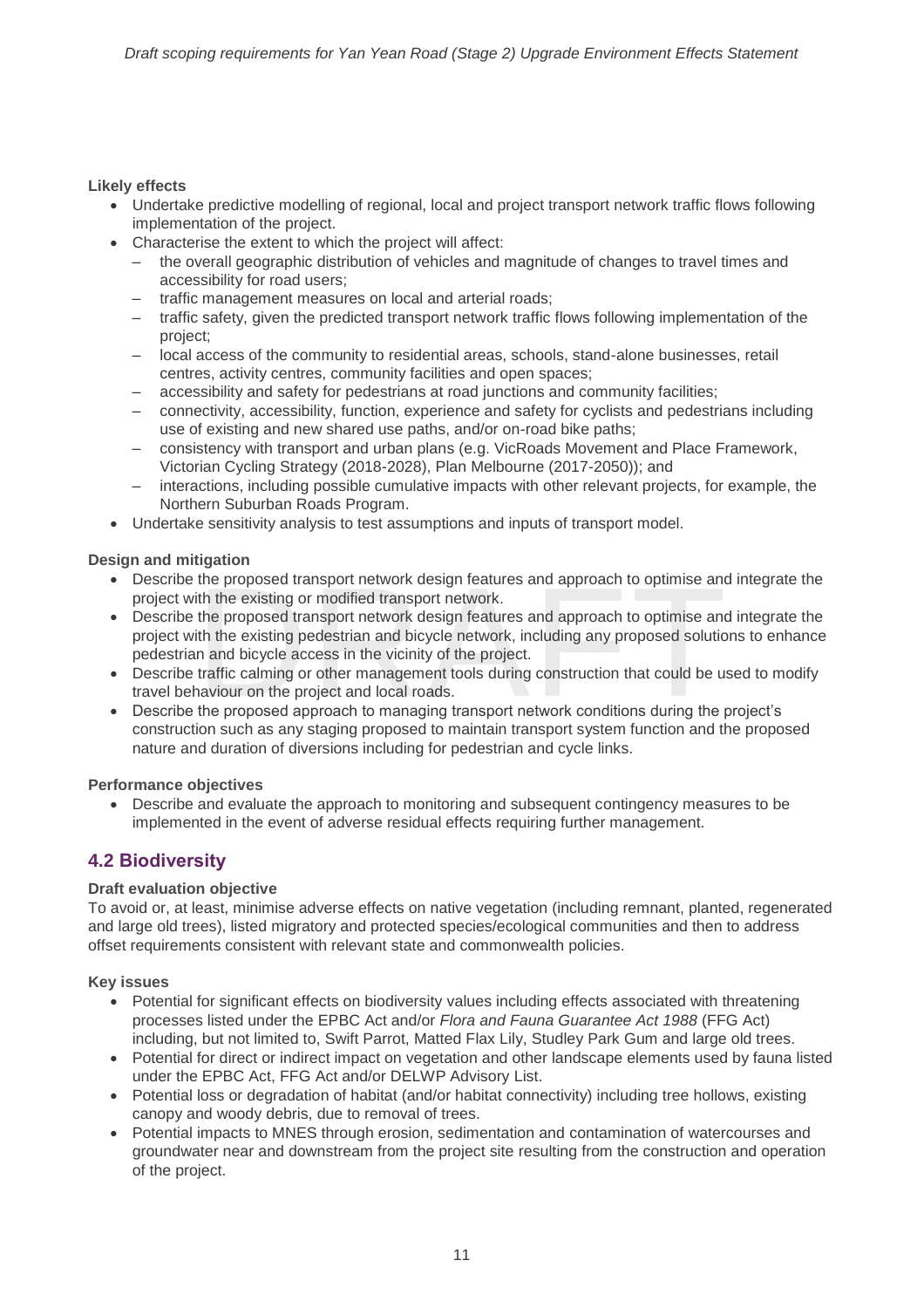**Likely effects**

- Undertake predictive modelling of regional, local and project transport network traffic flows following implementation of the project.
- Characterise the extent to which the project will affect:
  - the overall geographic distribution of vehicles and magnitude of changes to travel times and accessibility for road users;
  - traffic management measures on local and arterial roads;
  - traffic safety, given the predicted transport network traffic flows following implementation of the project;
  - local access of the community to residential areas, schools, stand-alone businesses, retail centres, activity centres, community facilities and open spaces;
  - accessibility and safety for pedestrians at road junctions and community facilities;
  - connectivity, accessibility, function, experience and safety for cyclists and pedestrians including use of existing and new shared use paths, and/or on-road bike paths;
  - consistency with transport and urban plans (e.g. VicRoads Movement and Place Framework, Victorian Cycling Strategy (2018-2028), Plan Melbourne (2017-2050)); and
  - interactions, including possible cumulative impacts with other relevant projects, for example, the Northern Suburban Roads Program.
- Undertake sensitivity analysis to test assumptions and inputs of transport model.

**Design and mitigation**

- Describe the proposed transport network design features and approach to optimise and integrate the project with the existing or modified transport network.
- Describe the proposed transport network design features and approach to optimise and integrate the project with the existing pedestrian and bicycle network, including any proposed solutions to enhance pedestrian and bicycle access in the vicinity of the project.
- Describe traffic calming or other management tools during construction that could be used to modify travel behaviour on the project and local roads.
- Describe the proposed approach to managing transport network conditions during the project's construction such as any staging proposed to maintain transport system function and the proposed nature and duration of diversions including for pedestrian and cycle links.

**Performance objectives**

- Describe and evaluate the approach to monitoring and subsequent contingency measures to be implemented in the event of adverse residual effects requiring further management.

## 4.2 Biodiversity

**Draft evaluation objective**

To avoid or, at least, minimise adverse effects on native vegetation (including remnant, planted, regenerated and large old trees), listed migratory and protected species/ecological communities and then to address offset requirements consistent with relevant state and commonwealth policies.

**Key issues**

- Potential for significant effects on biodiversity values including effects associated with threatening processes listed under the EPBC Act and/or *Flora and Fauna Guarantee Act 1988* (FFG Act) including, but not limited to, Swift Parrot, Matted Flax Lily, Studley Park Gum and large old trees.
- Potential for direct or indirect impact on vegetation and other landscape elements used by fauna listed under the EPBC Act, FFG Act and/or DELWP Advisory List.
- Potential loss or degradation of habitat (and/or habitat connectivity) including tree hollows, existing canopy and woody debris, due to removal of trees.
- Potential impacts to MNES through erosion, sedimentation and contamination of watercourses and groundwater near and downstream from the project site resulting from the construction and operation of the project.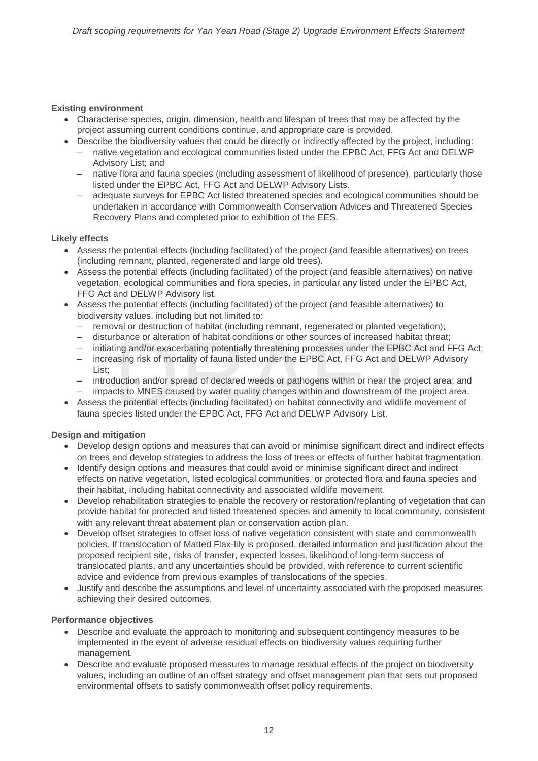**Existing environment**

- Characterise species, origin, dimension, health and lifespan of trees that may be affected by the project assuming current conditions continue, and appropriate care is provided.
- Describe the biodiversity values that could be directly or indirectly affected by the project, including:
  - native vegetation and ecological communities listed under the EPBC Act, FFG Act and DELWP Advisory List; and
  - native flora and fauna species (including assessment of likelihood of presence), particularly those listed under the EPBC Act, FFG Act and DELWP Advisory Lists.
  - adequate surveys for EPBC Act listed threatened species and ecological communities should be undertaken in accordance with Commonwealth Conservation Advices and Threatened Species Recovery Plans and completed prior to exhibition of the EES.

**Likely effects**

- Assess the potential effects (including facilitated) of the project (and feasible alternatives) on trees (including remnant, planted, regenerated and large old trees).
- Assess the potential effects (including facilitated) of the project (and feasible alternatives) on native vegetation, ecological communities and flora species, in particular any listed under the EPBC Act, FFG Act and DELWP Advisory list.
- Assess the potential effects (including facilitated) of the project (and feasible alternatives) to biodiversity values, including but not limited to:
  - removal or destruction of habitat (including remnant, regenerated or planted vegetation);
  - disturbance or alteration of habitat conditions or other sources of increased habitat threat;
  - initiating and/or exacerbating potentially threatening processes under the EPBC Act and FFG Act;
  - increasing risk of mortality of fauna listed under the EPBC Act, FFG Act and DELWP Advisory List;
  - introduction and/or spread of declared weeds or pathogens within or near the project area; and
  - impacts to MNES caused by water quality changes within and downstream of the project area.
- Assess the potential effects (including facilitated) on habitat connectivity and wildlife movement of fauna species listed under the EPBC Act, FFG Act and DELWP Advisory List.

**Design and mitigation**

- Develop design options and measures that can avoid or minimise significant direct and indirect effects on trees and develop strategies to address the loss of trees or effects of further habitat fragmentation.
- Identify design options and measures that could avoid or minimise significant direct and indirect effects on native vegetation, listed ecological communities, or protected flora and fauna species and their habitat, including habitat connectivity and associated wildlife movement.
- Develop rehabilitation strategies to enable the recovery or restoration/replanting of vegetation that can provide habitat for protected and listed threatened species and amenity to local community, consistent with any relevant threat abatement plan or conservation action plan.
- Develop offset strategies to offset loss of native vegetation consistent with state and commonwealth policies. If translocation of Matted Flax-lily is proposed, detailed information and justification about the proposed recipient site, risks of transfer, expected losses, likelihood of long-term success of translocated plants, and any uncertainties should be provided, with reference to current scientific advice and evidence from previous examples of translocations of the species.
- Justify and describe the assumptions and level of uncertainty associated with the proposed measures achieving their desired outcomes.

**Performance objectives**

- Describe and evaluate the approach to monitoring and subsequent contingency measures to be implemented in the event of adverse residual effects on biodiversity values requiring further management.
- Describe and evaluate proposed measures to manage residual effects of the project on biodiversity values, including an outline of an offset strategy and offset management plan that sets out proposed environmental offsets to satisfy commonwealth offset policy requirements.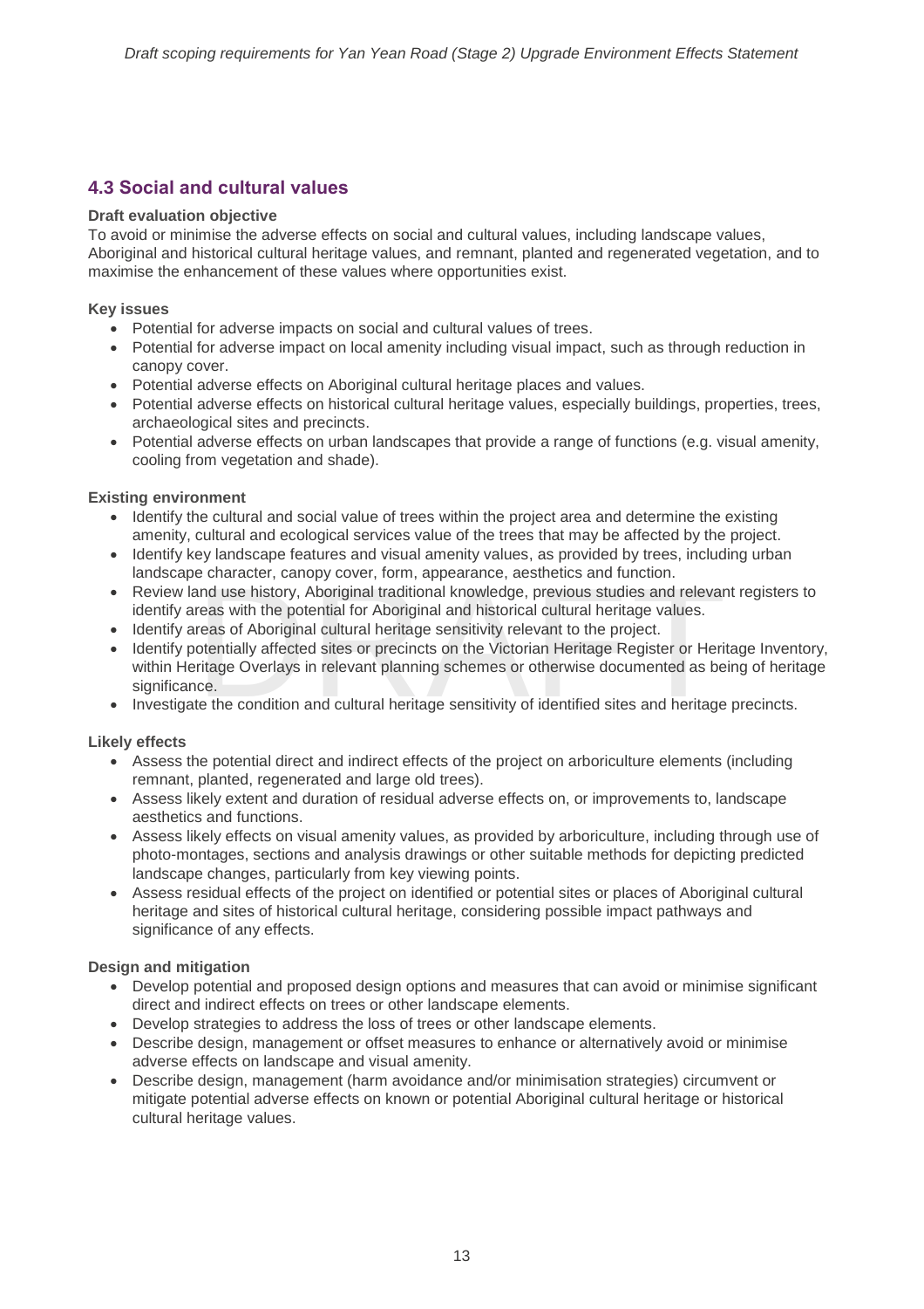## 4.3 Social and cultural values

**Draft evaluation objective**

To avoid or minimise the adverse effects on social and cultural values, including landscape values, Aboriginal and historical cultural heritage values, and remnant, planted and regenerated vegetation, and to maximise the enhancement of these values where opportunities exist.

**Key issues**

- Potential for adverse impacts on social and cultural values of trees.
- Potential for adverse impact on local amenity including visual impact, such as through reduction in canopy cover.
- Potential adverse effects on Aboriginal cultural heritage places and values.
- Potential adverse effects on historical cultural heritage values, especially buildings, properties, trees, archaeological sites and precincts.
- Potential adverse effects on urban landscapes that provide a range of functions (e.g. visual amenity, cooling from vegetation and shade).

**Existing environment**

- Identify the cultural and social value of trees within the project area and determine the existing amenity, cultural and ecological services value of the trees that may be affected by the project.
- Identify key landscape features and visual amenity values, as provided by trees, including urban landscape character, canopy cover, form, appearance, aesthetics and function.
- Review land use history, Aboriginal traditional knowledge, previous studies and relevant registers to identify areas with the potential for Aboriginal and historical cultural heritage values.
- Identify areas of Aboriginal cultural heritage sensitivity relevant to the project.
- Identify potentially affected sites or precincts on the Victorian Heritage Register or Heritage Inventory, within Heritage Overlays in relevant planning schemes or otherwise documented as being of heritage significance.
- Investigate the condition and cultural heritage sensitivity of identified sites and heritage precincts.

**Likely effects**

- Assess the potential direct and indirect effects of the project on arboriculture elements (including remnant, planted, regenerated and large old trees).
- Assess likely extent and duration of residual adverse effects on, or improvements to, landscape aesthetics and functions.
- Assess likely effects on visual amenity values, as provided by arboriculture, including through use of photo-montages, sections and analysis drawings or other suitable methods for depicting predicted landscape changes, particularly from key viewing points.
- Assess residual effects of the project on identified or potential sites or places of Aboriginal cultural heritage and sites of historical cultural heritage, considering possible impact pathways and significance of any effects.

**Design and mitigation**

- Develop potential and proposed design options and measures that can avoid or minimise significant direct and indirect effects on trees or other landscape elements.
- Develop strategies to address the loss of trees or other landscape elements.
- Describe design, management or offset measures to enhance or alternatively avoid or minimise adverse effects on landscape and visual amenity.
- Describe design, management (harm avoidance and/or minimisation strategies) circumvent or mitigate potential adverse effects on known or potential Aboriginal cultural heritage or historical cultural heritage values.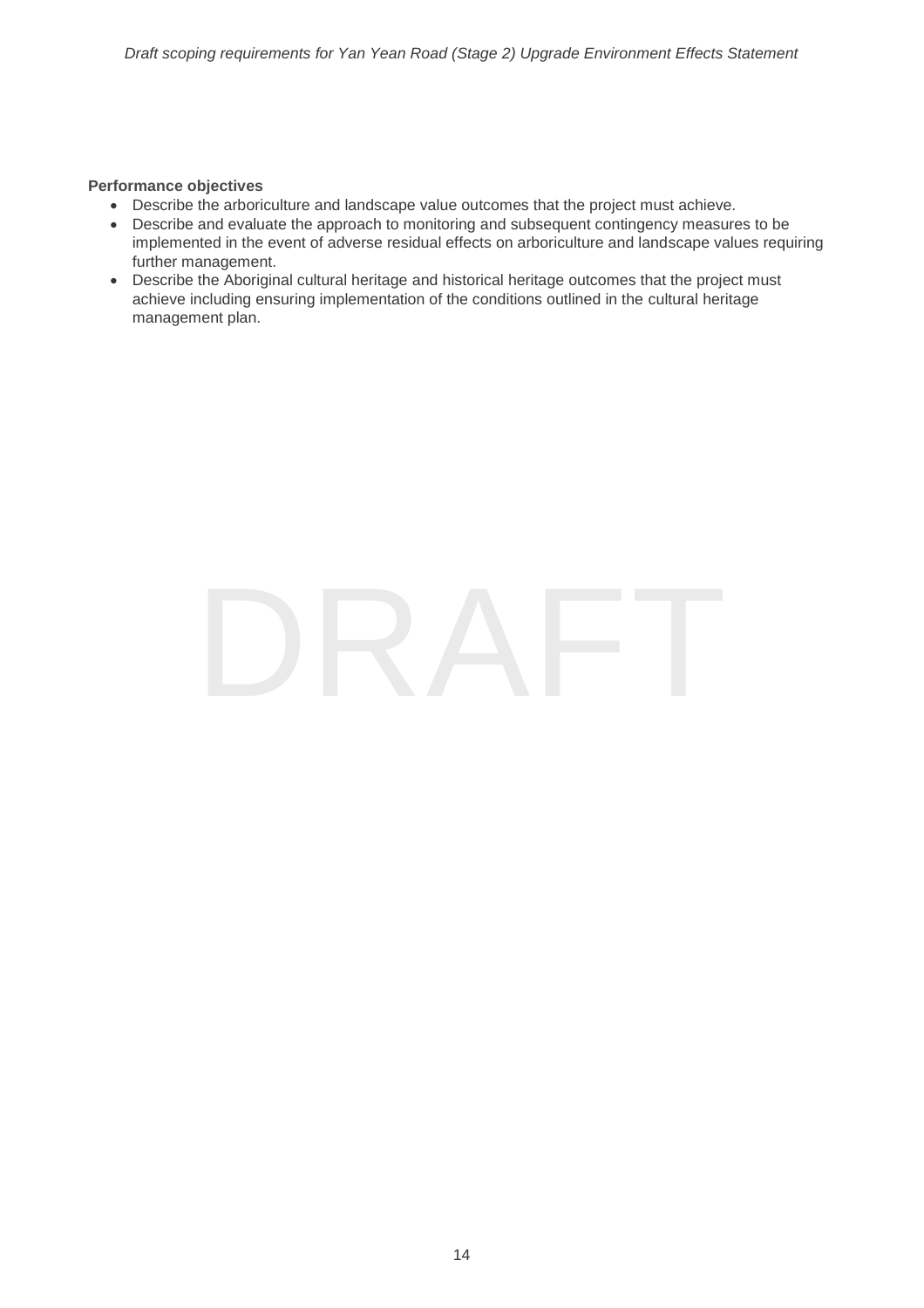**Performance objectives**

- Describe the arboriculture and landscape value outcomes that the project must achieve.
- Describe and evaluate the approach to monitoring and subsequent contingency measures to be implemented in the event of adverse residual effects on arboriculture and landscape values requiring further management.
- Describe the Aboriginal cultural heritage and historical heritage outcomes that the project must achieve including ensuring implementation of the conditions outlined in the cultural heritage management plan.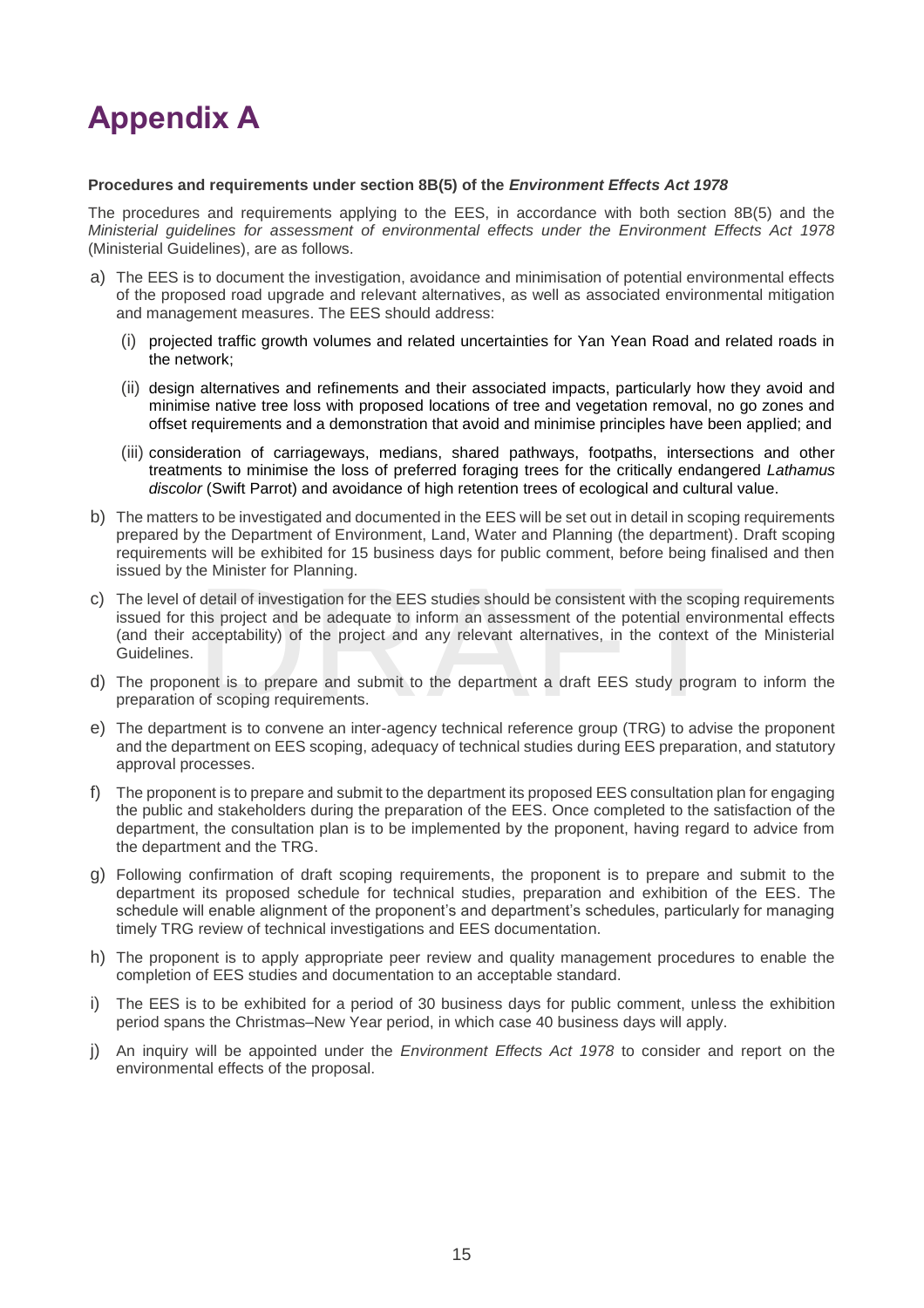# Appendix A

**Procedures and requirements under section 8B(5) of the *Environment Effects Act 1978***

The procedures and requirements applying to the EES, in accordance with both section 8B(5) and the *Ministerial guidelines for assessment of environmental effects under the Environment Effects Act 1978* (Ministerial Guidelines), are as follows.

a) The EES is to document the investigation, avoidance and minimisation of potential environmental effects of the proposed road upgrade and relevant alternatives, as well as associated environmental mitigation and management measures. The EES should address:

   (i) projected traffic growth volumes and related uncertainties for Yan Yean Road and related roads in the network;

   (ii) design alternatives and refinements and their associated impacts, particularly how they avoid and minimise native tree loss with proposed locations of tree and vegetation removal, no go zones and offset requirements and a demonstration that avoid and minimise principles have been applied; and

   (iii) consideration of carriageways, medians, shared pathways, footpaths, intersections and other treatments to minimise the loss of preferred foraging trees for the critically endangered *Lathamus discolor* (Swift Parrot) and avoidance of high retention trees of ecological and cultural value.

b) The matters to be investigated and documented in the EES will be set out in detail in scoping requirements prepared by the Department of Environment, Land, Water and Planning (the department). Draft scoping requirements will be exhibited for 15 business days for public comment, before being finalised and then issued by the Minister for Planning.

c) The level of detail of investigation for the EES studies should be consistent with the scoping requirements issued for this project and be adequate to inform an assessment of the potential environmental effects (and their acceptability) of the project and any relevant alternatives, in the context of the Ministerial Guidelines.

d) The proponent is to prepare and submit to the department a draft EES study program to inform the preparation of scoping requirements.

e) The department is to convene an inter-agency technical reference group (TRG) to advise the proponent and the department on EES scoping, adequacy of technical studies during EES preparation, and statutory approval processes.

f) The proponent is to prepare and submit to the department its proposed EES consultation plan for engaging the public and stakeholders during the preparation of the EES. Once completed to the satisfaction of the department, the consultation plan is to be implemented by the proponent, having regard to advice from the department and the TRG.

g) Following confirmation of draft scoping requirements, the proponent is to prepare and submit to the department its proposed schedule for technical studies, preparation and exhibition of the EES. The schedule will enable alignment of the proponent's and department's schedules, particularly for managing timely TRG review of technical investigations and EES documentation.

h) The proponent is to apply appropriate peer review and quality management procedures to enable the completion of EES studies and documentation to an acceptable standard.

i) The EES is to be exhibited for a period of 30 business days for public comment, unless the exhibition period spans the Christmas–New Year period, in which case 40 business days will apply.

j) An inquiry will be appointed under the *Environment Effects Act 1978* to consider and report on the environmental effects of the proposal.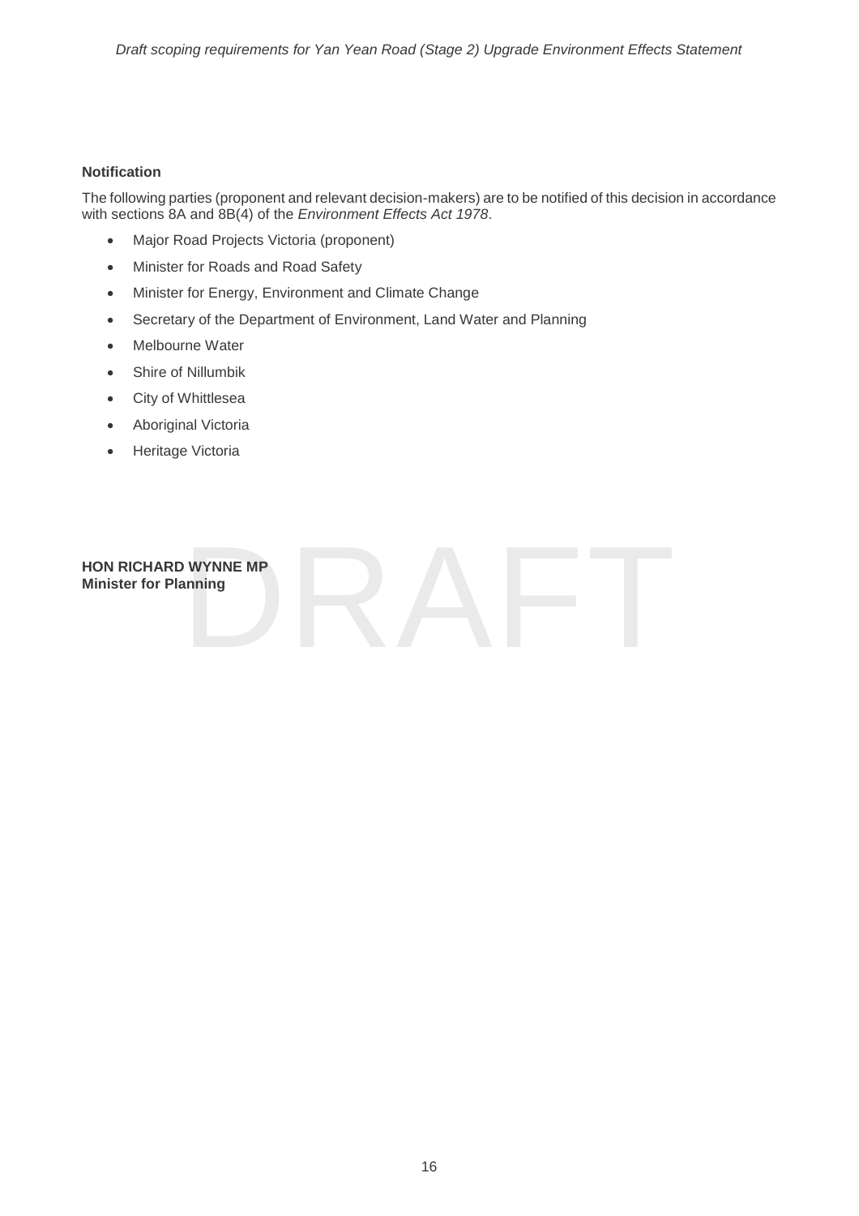**Notification**

The following parties (proponent and relevant decision-makers) are to be notified of this decision in accordance with sections 8A and 8B(4) of the *Environment Effects Act 1978*.

- Major Road Projects Victoria (proponent)
- Minister for Roads and Road Safety
- Minister for Energy, Environment and Climate Change
- Secretary of the Department of Environment, Land Water and Planning
- Melbourne Water
- Shire of Nillumbik
- City of Whittlesea
- Aboriginal Victoria
- Heritage Victoria

**HON RICHARD WYNNE MP**
**Minister for Planning**

DRAFT